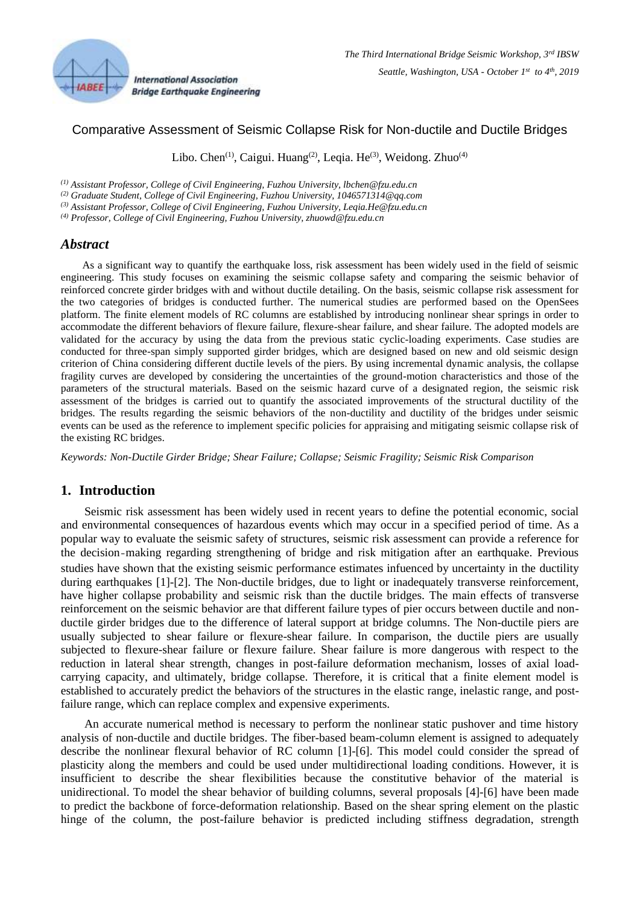# Comparative Assessment of Seismic Collapse Risk for Non-ductile and Ductile Bridges

Libo. Chen[(1)], Caigui. Huang[(2)], Leqia. He[(3)], Weidong. Zhuo[(4)]

[(1)] *Assistant Professor, College of Civil Engineering, Fuzhou University, lbchen@fzu.edu.cn*
[(2)] *Graduate Student, College of Civil Engineering, Fuzhou University, 1046571314@qq.com*
[(3)] *Assistant Professor, College of Civil Engineering, Fuzhou University, Leqia.He@fzu.edu.cn*
[(4)] *Professor, College of Civil Engineering, Fuzhou University, zhuowd@fzu.edu.cn*

## *Abstract*

As a significant way to quantify the earthquake loss, risk assessment has been widely used in the field of seismic engineering. This study focuses on examining the seismic collapse safety and comparing the seismic behavior of reinforced concrete girder bridges with and without ductile detailing. On the basis, seismic collapse risk assessment for the two categories of bridges is conducted further. The numerical studies are performed based on the OpenSees platform. The finite element models of RC columns are established by introducing nonlinear shear springs in order to accommodate the different behaviors of flexure failure, flexure-shear failure, and shear failure. The adopted models are validated for the accuracy by using the data from the previous static cyclic-loading experiments. Case studies are conducted for three-span simply supported girder bridges, which are designed based on new and old seismic design criterion of China considering different ductile levels of the piers. By using incremental dynamic analysis, the collapse fragility curves are developed by considering the uncertainties of the ground-motion characteristics and those of the parameters of the structural materials. Based on the seismic hazard curve of a designated region, the seismic risk assessment of the bridges is carried out to quantify the associated improvements of the structural ductility of the bridges. The results regarding the seismic behaviors of the non-ductility and ductility of the bridges under seismic events can be used as the reference to implement specific policies for appraising and mitigating seismic collapse risk of the existing RC bridges.

*Keywords: Non-Ductile Girder Bridge; Shear Failure; Collapse; Seismic Fragility; Seismic Risk Comparison*

## 1. Introduction

Seismic risk assessment has been widely used in recent years to define the potential economic, social and environmental consequences of hazardous events which may occur in a specified period of time. As a popular way to evaluate the seismic safety of structures, seismic risk assessment can provide a reference for the decision-making regarding strengthening of bridge and risk mitigation after an earthquake. Previous studies have shown that the existing seismic performance estimates infuenced by uncertainty in the ductility during earthquakes [1]-[2]. The Non-ductile bridges, due to light or inadequately transverse reinforcement, have higher collapse probability and seismic risk than the ductile bridges. The main effects of transverse reinforcement on the seismic behavior are that different failure types of pier occurs between ductile and non-ductile girder bridges due to the difference of lateral support at bridge columns. The Non-ductile piers are usually subjected to shear failure or flexure-shear failure. In comparison, the ductile piers are usually subjected to flexure-shear failure or flexure failure. Shear failure is more dangerous with respect to the reduction in lateral shear strength, changes in post-failure deformation mechanism, losses of axial load-carrying capacity, and ultimately, bridge collapse. Therefore, it is critical that a finite element model is established to accurately predict the behaviors of the structures in the elastic range, inelastic range, and post-failure range, which can replace complex and expensive experiments.

An accurate numerical method is necessary to perform the nonlinear static pushover and time history analysis of non-ductile and ductile bridges. The fiber-based beam-column element is assigned to adequately describe the nonlinear flexural behavior of RC column [1]-[6]. This model could consider the spread of plasticity along the members and could be used under multidirectional loading conditions. However, it is insufficient to describe the shear flexibilities because the constitutive behavior of the material is unidirectional. To model the shear behavior of building columns, several proposals [4]-[6] have been made to predict the backbone of force-deformation relationship. Based on the shear spring element on the plastic hinge of the column, the post-failure behavior is predicted including stiffness degradation, strength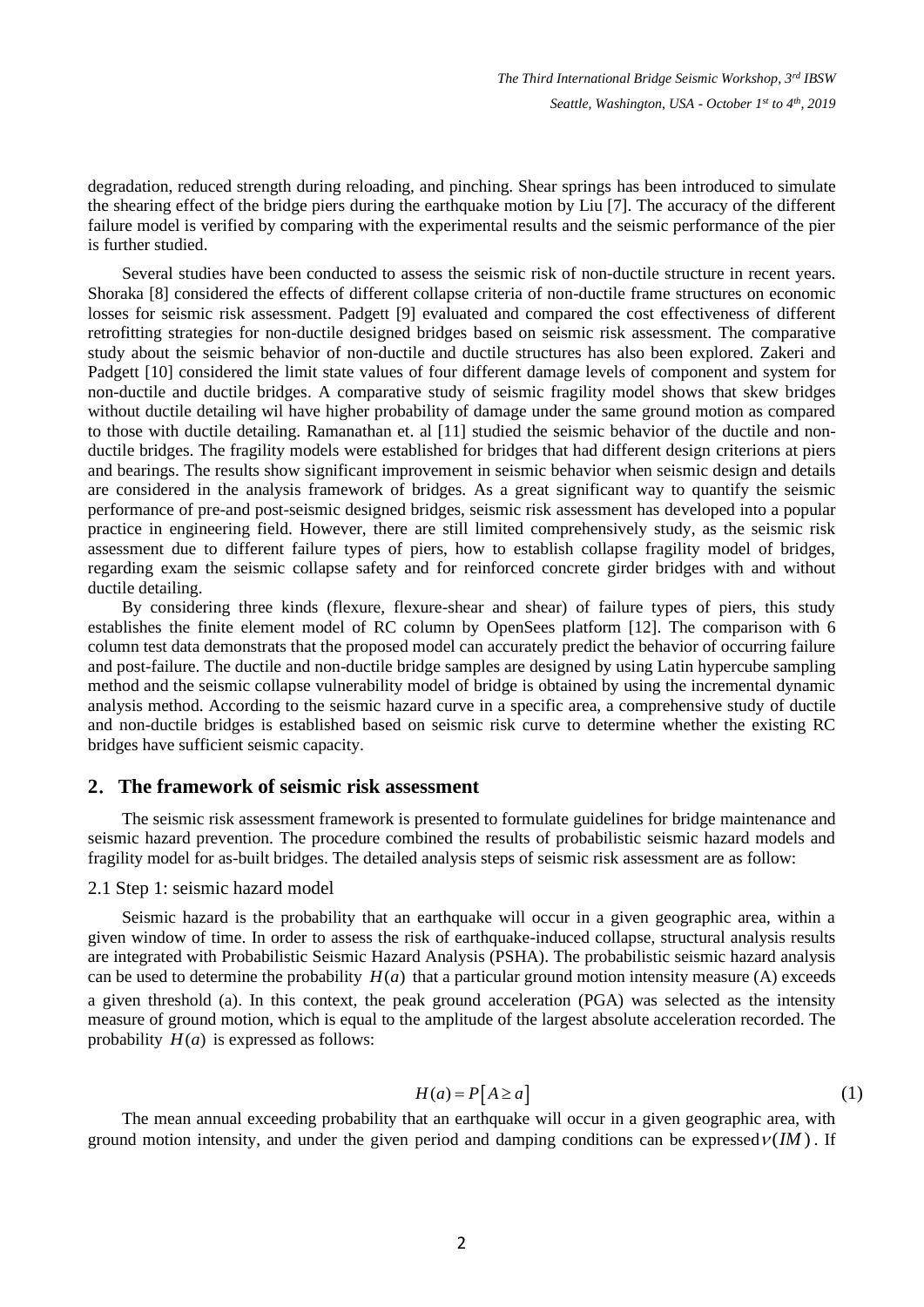degradation, reduced strength during reloading, and pinching. Shear springs has been introduced to simulate the shearing effect of the bridge piers during the earthquake motion by Liu [7]. The accuracy of the different failure model is verified by comparing with the experimental results and the seismic performance of the pier is further studied.

Several studies have been conducted to assess the seismic risk of non-ductile structure in recent years. Shoraka [8] considered the effects of different collapse criteria of non-ductile frame structures on economic losses for seismic risk assessment. Padgett [9] evaluated and compared the cost effectiveness of different retrofitting strategies for non-ductile designed bridges based on seismic risk assessment. The comparative study about the seismic behavior of non-ductile and ductile structures has also been explored. Zakeri and Padgett [10] considered the limit state values of four different damage levels of component and system for non-ductile and ductile bridges. A comparative study of seismic fragility model shows that skew bridges without ductile detailing wil have higher probability of damage under the same ground motion as compared to those with ductile detailing. Ramanathan et. al [11] studied the seismic behavior of the ductile and non-ductile bridges. The fragility models were established for bridges that had different design criterions at piers and bearings. The results show significant improvement in seismic behavior when seismic design and details are considered in the analysis framework of bridges. As a great significant way to quantify the seismic performance of pre-and post-seismic designed bridges, seismic risk assessment has developed into a popular practice in engineering field. However, there are still limited comprehensively study, as the seismic risk assessment due to different failure types of piers, how to establish collapse fragility model of bridges, regarding exam the seismic collapse safety and for reinforced concrete girder bridges with and without ductile detailing.

By considering three kinds (flexure, flexure-shear and shear) of failure types of piers, this study establishes the finite element model of RC column by OpenSees platform [12]. The comparison with 6 column test data demonstrats that the proposed model can accurately predict the behavior of occurring failure and post-failure. The ductile and non-ductile bridge samples are designed by using Latin hypercube sampling method and the seismic collapse vulnerability model of bridge is obtained by using the incremental dynamic analysis method. According to the seismic hazard curve in a specific area, a comprehensive study of ductile and non-ductile bridges is established based on seismic risk curve to determine whether the existing RC bridges have sufficient seismic capacity.

## 2. The framework of seismic risk assessment

The seismic risk assessment framework is presented to formulate guidelines for bridge maintenance and seismic hazard prevention. The procedure combined the results of probabilistic seismic hazard models and fragility model for as-built bridges. The detailed analysis steps of seismic risk assessment are as follow:

### 2.1 Step 1: seismic hazard model

Seismic hazard is the probability that an earthquake will occur in a given geographic area, within a given window of time. In order to assess the risk of earthquake-induced collapse, structural analysis results are integrated with Probabilistic Seismic Hazard Analysis (PSHA). The probabilistic seismic hazard analysis can be used to determine the probability $H(a)$ that a particular ground motion intensity measure (A) exceeds a given threshold (a). In this context, the peak ground acceleration (PGA) was selected as the intensity measure of ground motion, which is equal to the amplitude of the largest absolute acceleration recorded. The probability $H(a)$ is expressed as follows:

$$H(a) = P\left[A \geq a\right] \tag{1}$$

The mean annual exceeding probability that an earthquake will occur in a given geographic area, with ground motion intensity, and under the given period and damping conditions can be expressed $\nu(IM)$. If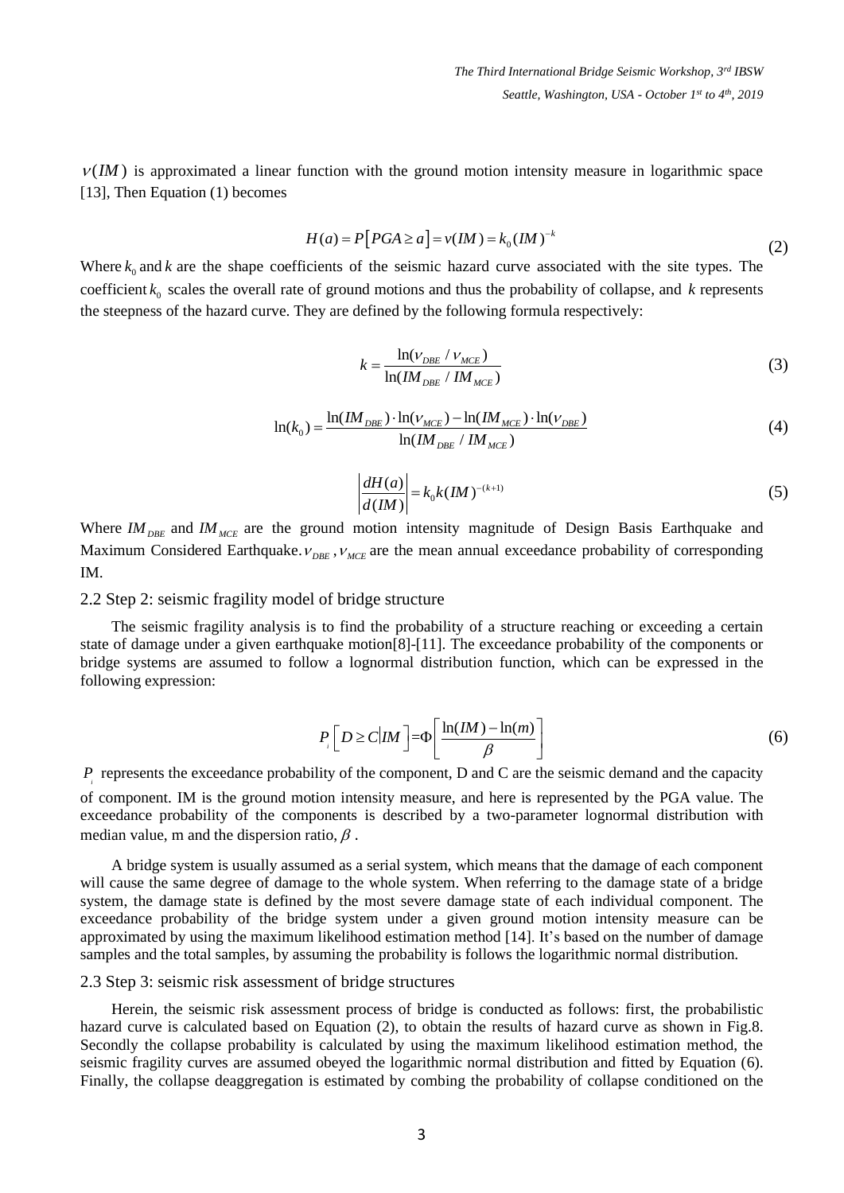$\nu(IM)$ is approximated a linear function with the ground motion intensity measure in logarithmic space [13], Then Equation (1) becomes

$$H(a) = P\left[PGA \geq a\right] = \nu(IM) = k_0 (IM)^{-k} \tag{2}$$

Where $k_0$ and $k$ are the shape coefficients of the seismic hazard curve associated with the site types. The coefficient $k_0$ scales the overall rate of ground motions and thus the probability of collapse, and $k$ represents the steepness of the hazard curve. They are defined by the following formula respectively:

$$k = \frac{\ln(\nu_{DBE} / \nu_{MCE})}{\ln(IM_{DBE} / IM_{MCE})} \tag{3}$$

$$\ln(k_0) = \frac{\ln(IM_{DBE}) \cdot \ln(\nu_{MCE}) - \ln(IM_{MCE}) \cdot \ln(\nu_{DBE})}{\ln(IM_{DBE} / IM_{MCE})} \tag{4}$$

$$\left|\frac{dH(a)}{d(IM)}\right| = k_0 k (IM)^{-(k+1)} \tag{5}$$

Where $IM_{DBE}$ and $IM_{MCE}$ are the ground motion intensity magnitude of Design Basis Earthquake and Maximum Considered Earthquake. $\nu_{DBE}$ , $\nu_{MCE}$ are the mean annual exceedance probability of corresponding IM.

## 2.2 Step 2: seismic fragility model of bridge structure

The seismic fragility analysis is to find the probability of a structure reaching or exceeding a certain state of damage under a given earthquake motion[8]-[11]. The exceedance probability of the components or bridge systems are assumed to follow a lognormal distribution function, which can be expressed in the following expression:

$$P_i\left[D \geq C \middle| IM\right] = \Phi\left[\frac{\ln(IM) - \ln(m)}{\beta}\right] \tag{6}$$

$P_i$ represents the exceedance probability of the component, D and C are the seismic demand and the capacity of component. IM is the ground motion intensity measure, and here is represented by the PGA value. The exceedance probability of the components is described by a two-parameter lognormal distribution with median value, m and the dispersion ratio, $\beta$ .

A bridge system is usually assumed as a serial system, which means that the damage of each component will cause the same degree of damage to the whole system. When referring to the damage state of a bridge system, the damage state is defined by the most severe damage state of each individual component. The exceedance probability of the bridge system under a given ground motion intensity measure can be approximated by using the maximum likelihood estimation method [14]. It's based on the number of damage samples and the total samples, by assuming the probability is follows the logarithmic normal distribution.

## 2.3 Step 3: seismic risk assessment of bridge structures

Herein, the seismic risk assessment process of bridge is conducted as follows: first, the probabilistic hazard curve is calculated based on Equation (2), to obtain the results of hazard curve as shown in Fig.8. Secondly the collapse probability is calculated by using the maximum likelihood estimation method, the seismic fragility curves are assumed obeyed the logarithmic normal distribution and fitted by Equation (6). Finally, the collapse deaggregation is estimated by combing the probability of collapse conditioned on the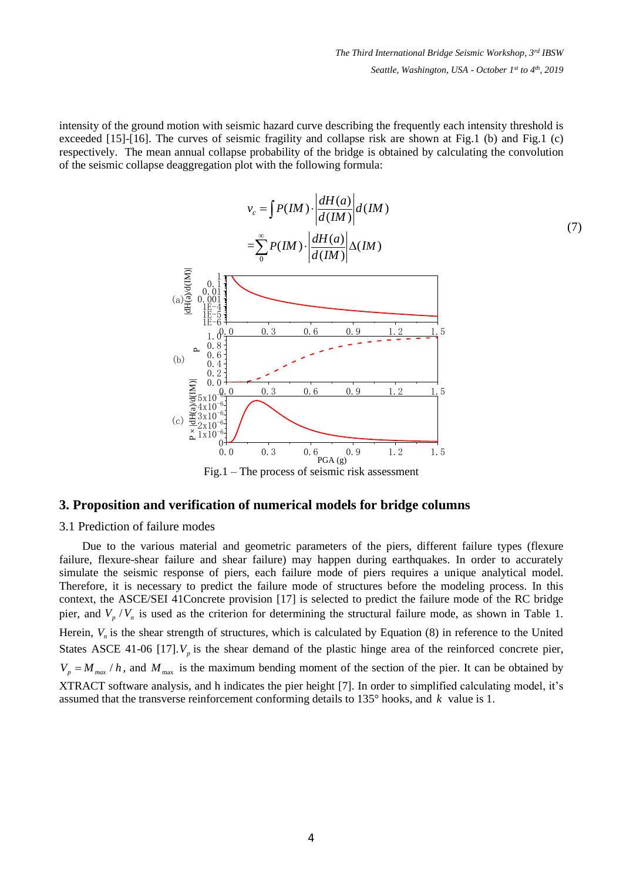intensity of the ground motion with seismic hazard curve describing the frequently each intensity threshold is exceeded [15]-[16]. The curves of seismic fragility and collapse risk are shown at Fig.1 (b) and Fig.1 (c) respectively. The mean annual collapse probability of the bridge is obtained by calculating the convolution of the seismic collapse deaggregation plot with the following formula:

$$v_c = \int P(IM) \cdot \left| \frac{dH(a)}{d(IM)} \right| d(IM)$$
$$= \sum_{0}^{\infty} P(IM) \cdot \left| \frac{dH(a)}{d(IM)} \right| \Delta(IM) \tag{7}$$

Fig.1 – The process of seismic risk assessment

## 3. Proposition and verification of numerical models for bridge columns

### 3.1 Prediction of failure modes

Due to the various material and geometric parameters of the piers, different failure types (flexure failure, flexure-shear failure and shear failure) may happen during earthquakes. In order to accurately simulate the seismic response of piers, each failure mode of piers requires a unique analytical model. Therefore, it is necessary to predict the failure mode of structures before the modeling process. In this context, the ASCE/SEI 41Concrete provision [17] is selected to predict the failure mode of the RC bridge pier, and $V_p / V_n$ is used as the criterion for determining the structural failure mode, as shown in Table 1. Herein, $V_n$ is the shear strength of structures, which is calculated by Equation (8) in reference to the United States ASCE 41-06 [17]. $V_p$ is the shear demand of the plastic hinge area of the reinforced concrete pier, $V_p = M_{max} / h$, and $M_{max}$ is the maximum bending moment of the section of the pier. It can be obtained by XTRACT software analysis, and h indicates the pier height [7]. In order to simplified calculating model, it's assumed that the transverse reinforcement conforming details to 135° hooks, and $k$ value is 1.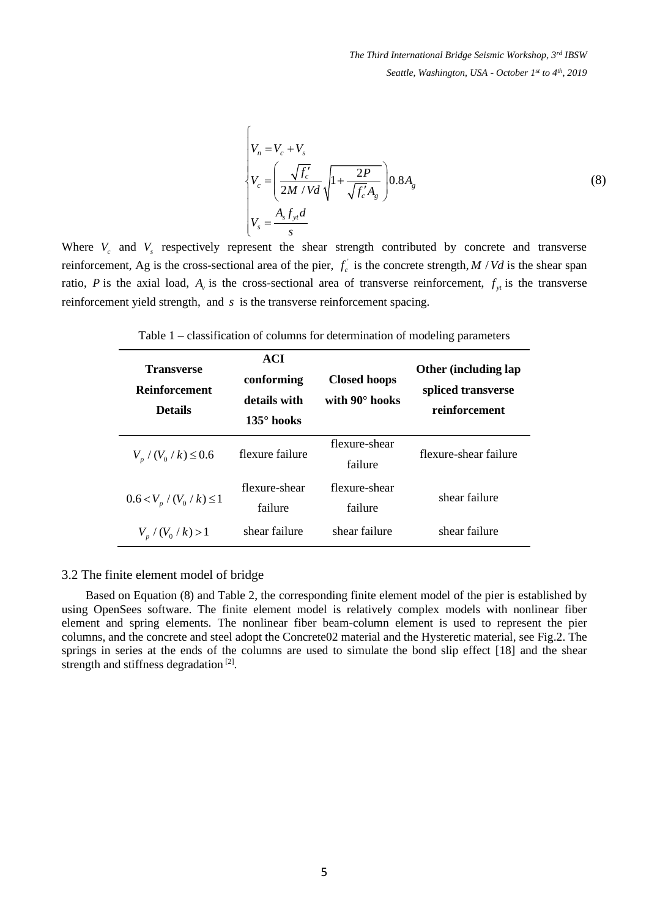$$
\begin{cases}
V_n = V_c + V_s \\
V_c = \left( \dfrac{\sqrt{f_c'}}{2M / Vd} \sqrt{1 + \dfrac{2P}{\sqrt{f_c'} A_g}} \right) 0.8 A_g \\
V_s = \dfrac{A_s f_{yt} d}{s}
\end{cases} \tag{8}
$$

Where $V_c$ and $V_s$ respectively represent the shear strength contributed by concrete and transverse reinforcement, Ag is the cross-sectional area of the pier, $f_c^{'}$ is the concrete strength, $M / Vd$ is the shear span ratio, $P$ is the axial load, $A_v$ is the cross-sectional area of transverse reinforcement, $f_{yt}$ is the transverse reinforcement yield strength, and $s$ is the transverse reinforcement spacing.

Table 1 – classification of columns for determination of modeling parameters

| Transverse Reinforcement Details | ACI conforming details with 135° hooks | Closed hoops with 90° hooks | Other (including lap spliced transverse reinforcement |
|---|---|---|---|
| $V_p / (V_0 / k) \le 0.6$ | flexure failure | flexure-shear failure | flexure-shear failure |
| $0.6 < V_p / (V_0 / k) \le 1$ | flexure-shear failure | flexure-shear failure | shear failure |
| $V_p / (V_0 / k) > 1$ | shear failure | shear failure | shear failure |

### 3.2 The finite element model of bridge

Based on Equation (8) and Table 2, the corresponding finite element model of the pier is established by using OpenSees software. The finite element model is relatively complex models with nonlinear fiber element and spring elements. The nonlinear fiber beam-column element is used to represent the pier columns, and the concrete and steel adopt the Concrete02 material and the Hysteretic material, see Fig.2. The springs in series at the ends of the columns are used to simulate the bond slip effect [18] and the shear strength and stiffness degradation [2].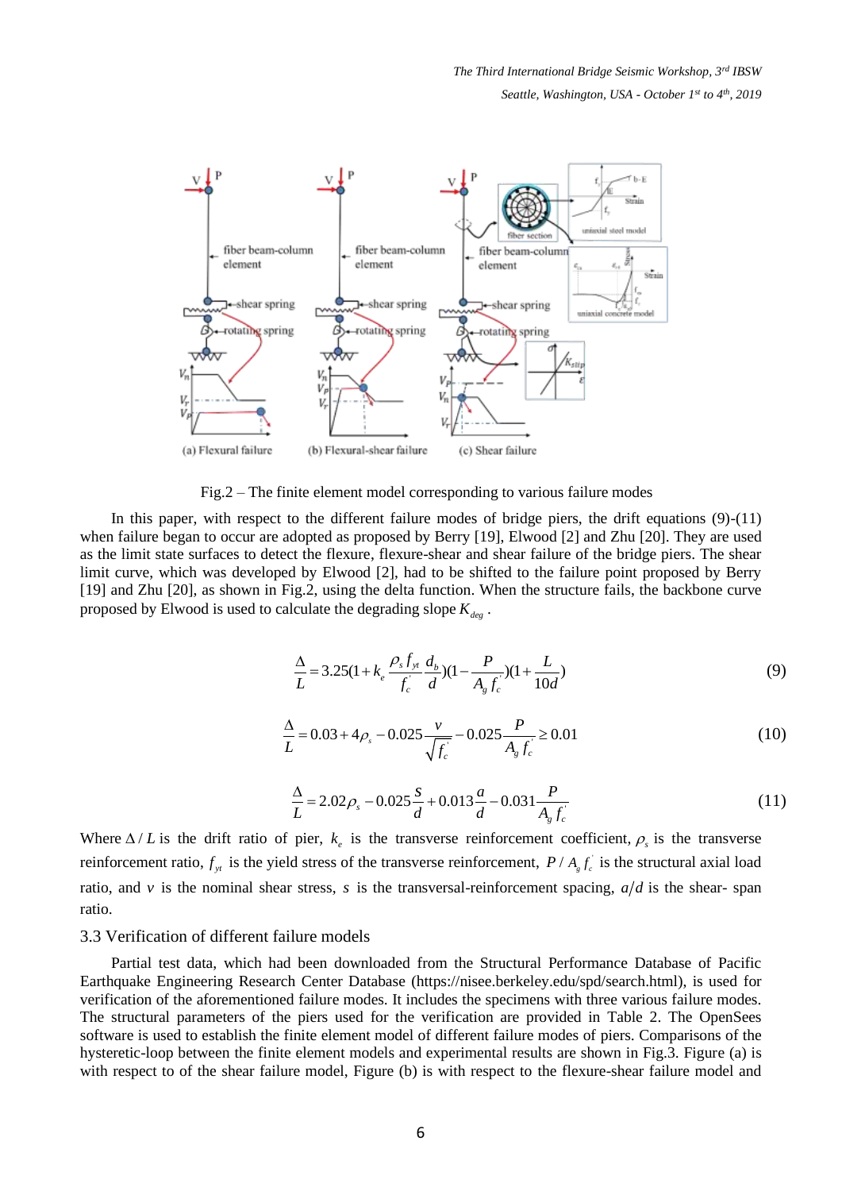Fig.2 – The finite element model corresponding to various failure modes

In this paper, with respect to the different failure modes of bridge piers, the drift equations (9)-(11) when failure began to occur are adopted as proposed by Berry [19], Elwood [2] and Zhu [20]. They are used as the limit state surfaces to detect the flexure, flexure-shear and shear failure of the bridge piers. The shear limit curve, which was developed by Elwood [2], had to be shifted to the failure point proposed by Berry [19] and Zhu [20], as shown in Fig.2, using the delta function. When the structure fails, the backbone curve proposed by Elwood is used to calculate the degrading slope $K_{deg}$ .

$$\frac{\Delta}{L} = 3.25(1 + k_e \frac{\rho_s f_{yt}}{f_c^{'}} \frac{d_b}{d})(1 - \frac{P}{A_g f_c})(1 + \frac{L}{10d}) \tag{9}$$

$$\frac{\Delta}{L} = 0.03 + 4\rho_s - 0.025\frac{v}{\sqrt{f_c^{'}}} - 0.025\frac{P}{A_g f_c^{'}} \geq 0.01 \tag{10}$$

$$\frac{\Delta}{L} = 2.02\rho_s - 0.025\frac{S}{d} + 0.013\frac{a}{d} - 0.031\frac{P}{A_g f_c^{'}} \tag{11}$$

Where $\Delta / L$ is the drift ratio of pier, $k_e$ is the transverse reinforcement coefficient, $\rho_s$ is the transverse reinforcement ratio, $f_{yt}$ is the yield stress of the transverse reinforcement, $P / A_g f_c^{'}$ is the structural axial load ratio, and $v$ is the nominal shear stress, $s$ is the transversal-reinforcement spacing, $a/d$ is the shear- span ratio.

### 3.3 Verification of different failure models

Partial test data, which had been downloaded from the Structural Performance Database of Pacific Earthquake Engineering Research Center Database (https://nisee.berkeley.edu/spd/search.html), is used for verification of the aforementioned failure modes. It includes the specimens with three various failure modes. The structural parameters of the piers used for the verification are provided in Table 2. The OpenSees software is used to establish the finite element model of different failure modes of piers. Comparisons of the hysteretic-loop between the finite element models and experimental results are shown in Fig.3. Figure (a) is with respect to of the shear failure model, Figure (b) is with respect to the flexure-shear failure model and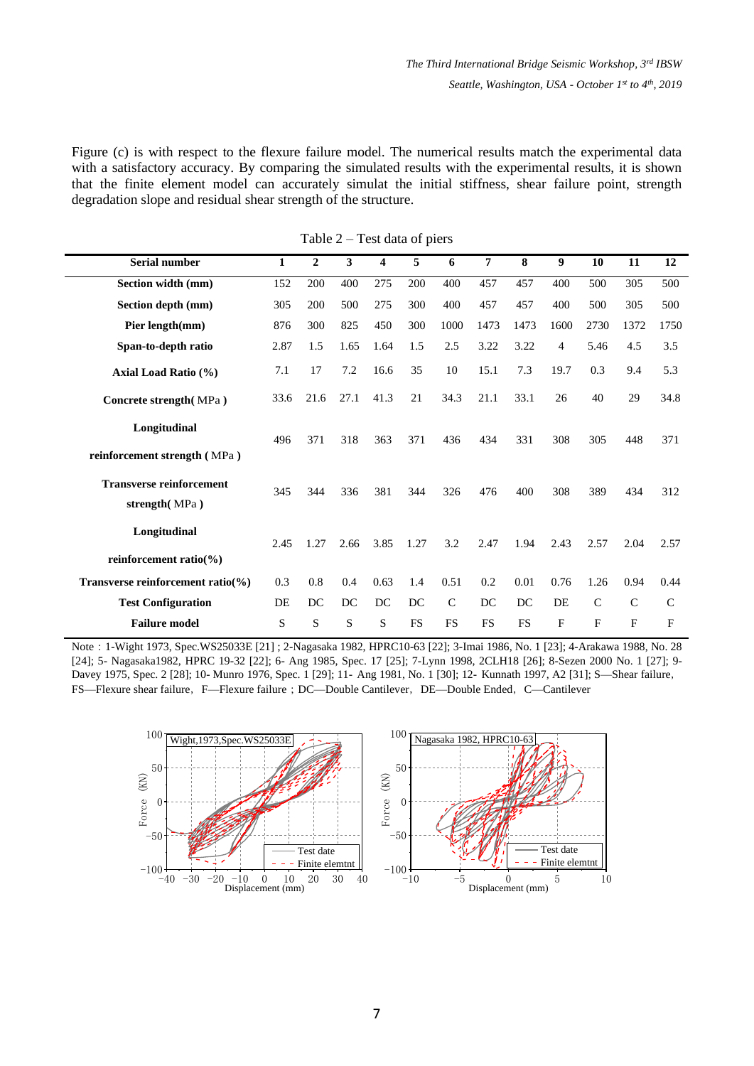Figure (c) is with respect to the flexure failure model. The numerical results match the experimental data with a satisfactory accuracy. By comparing the simulated results with the experimental results, it is shown that the finite element model can accurately simulat the initial stiffness, shear failure point, strength degradation slope and residual shear strength of the structure.

Table 2 – Test data of piers

| Serial number | 1 | 2 | 3 | 4 | 5 | 6 | 7 | 8 | 9 | 10 | 11 | 12 |
|---|---|---|---|---|---|---|---|---|---|---|---|---|
| Section width (mm) | 152 | 200 | 400 | 275 | 200 | 400 | 457 | 457 | 400 | 500 | 305 | 500 |
| Section depth (mm) | 305 | 200 | 500 | 275 | 300 | 400 | 457 | 457 | 400 | 500 | 305 | 500 |
| Pier length(mm) | 876 | 300 | 825 | 450 | 300 | 1000 | 1473 | 1473 | 1600 | 2730 | 1372 | 1750 |
| Span-to-depth ratio | 2.87 | 1.5 | 1.65 | 1.64 | 1.5 | 2.5 | 3.22 | 3.22 | 4 | 5.46 | 4.5 | 3.5 |
| Axial Load Ratio (%) | 7.1 | 17 | 7.2 | 16.6 | 35 | 10 | 15.1 | 7.3 | 19.7 | 0.3 | 9.4 | 5.3 |
| Concrete strength( MPa ) | 33.6 | 21.6 | 27.1 | 41.3 | 21 | 34.3 | 21.1 | 33.1 | 26 | 40 | 29 | 34.8 |
| Longitudinal reinforcement strength ( MPa ) | 496 | 371 | 318 | 363 | 371 | 436 | 434 | 331 | 308 | 305 | 448 | 371 |
| Transverse reinforcement strength( MPa ) | 345 | 344 | 336 | 381 | 344 | 326 | 476 | 400 | 308 | 389 | 434 | 312 |
| Longitudinal reinforcement ratio(%) | 2.45 | 1.27 | 2.66 | 3.85 | 1.27 | 3.2 | 2.47 | 1.94 | 2.43 | 2.57 | 2.04 | 2.57 |
| Transverse reinforcement ratio(%) | 0.3 | 0.8 | 0.4 | 0.63 | 1.4 | 0.51 | 0.2 | 0.01 | 0.76 | 1.26 | 0.94 | 0.44 |
| Test Configuration | DE | DC | DC | DC | DC | C | DC | DC | DE | C | C | C |
| Failure model | S | S | S | S | FS | FS | FS | FS | F | F | F | F |

Note：1-Wight 1973, Spec.WS25033E [21] ; 2-Nagasaka 1982, HPRC10-63 [22]; 3-Imai 1986, No. 1 [23]; 4-Arakawa 1988, No. 28 [24]; 5- Nagasaka1982, HPRC 19-32 [22]; 6- Ang 1985, Spec. 17 [25]; 7-Lynn 1998, 2CLH18 [26]; 8-Sezen 2000 No. 1 [27]; 9-Davey 1975, Spec. 2 [28]; 10- Munro 1976, Spec. 1 [29]; 11- Ang 1981, No. 1 [30]; 12- Kunnath 1997, A2 [31]; S—Shear failure, FS—Flexure shear failure, F—Flexure failure；DC—Double Cantilever, DE—Double Ended, C—Cantilever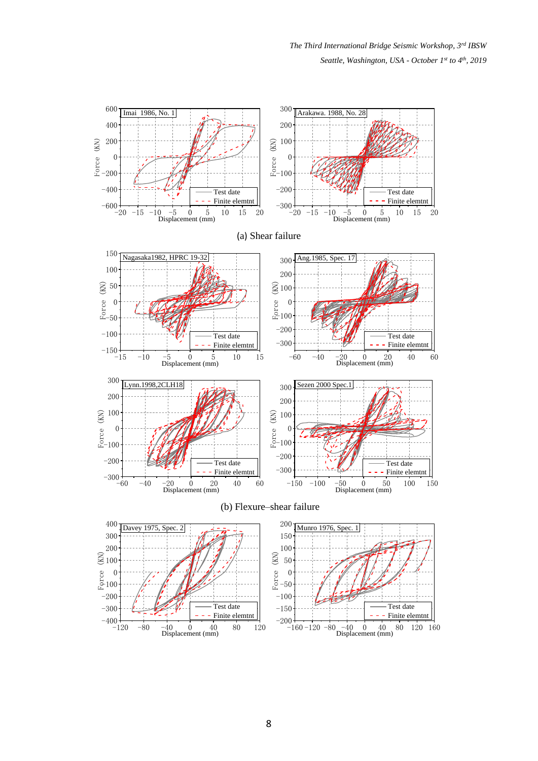(a) Shear failure

(b) Flexure–shear failure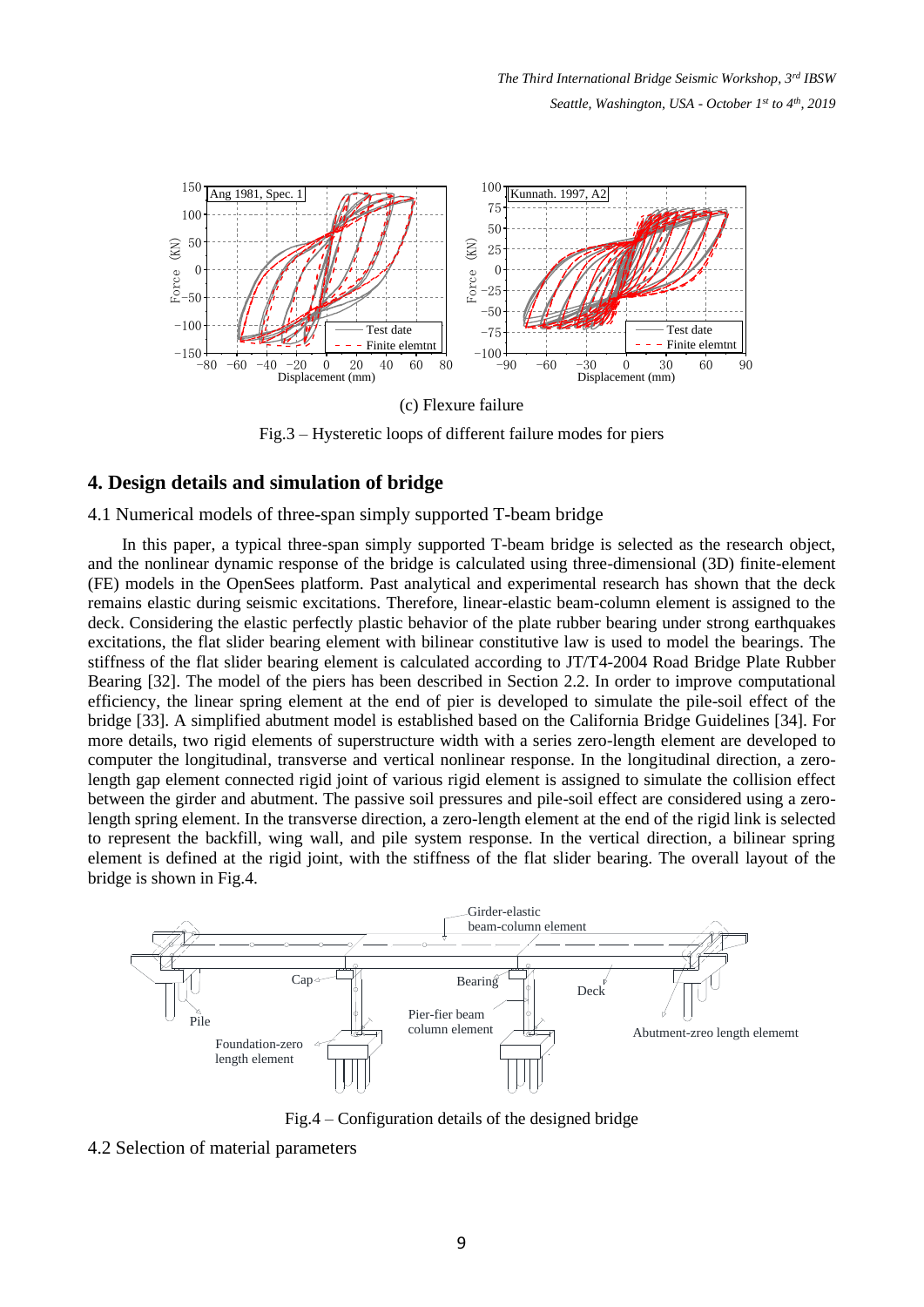(c) Flexure failure

Fig.3 – Hysteretic loops of different failure modes for piers

## 4. Design details and simulation of bridge

### 4.1 Numerical models of three-span simply supported T-beam bridge

In this paper, a typical three-span simply supported T-beam bridge is selected as the research object, and the nonlinear dynamic response of the bridge is calculated using three-dimensional (3D) finite-element (FE) models in the OpenSees platform. Past analytical and experimental research has shown that the deck remains elastic during seismic excitations. Therefore, linear-elastic beam-column element is assigned to the deck. Considering the elastic perfectly plastic behavior of the plate rubber bearing under strong earthquakes excitations, the flat slider bearing element with bilinear constitutive law is used to model the bearings. The stiffness of the flat slider bearing element is calculated according to JT/T4-2004 Road Bridge Plate Rubber Bearing [32]. The model of the piers has been described in Section 2.2. In order to improve computational efficiency, the linear spring element at the end of pier is developed to simulate the pile-soil effect of the bridge [33]. A simplified abutment model is established based on the California Bridge Guidelines [34]. For more details, two rigid elements of superstructure width with a series zero-length element are developed to computer the longitudinal, transverse and vertical nonlinear response. In the longitudinal direction, a zero-length gap element connected rigid joint of various rigid element is assigned to simulate the collision effect between the girder and abutment. The passive soil pressures and pile-soil effect are considered using a zero-length spring element. In the transverse direction, a zero-length element at the end of the rigid link is selected to represent the backfill, wing wall, and pile system response. In the vertical direction, a bilinear spring element is defined at the rigid joint, with the stiffness of the flat slider bearing. The overall layout of the bridge is shown in Fig.4.

Fig.4 – Configuration details of the designed bridge

### 4.2 Selection of material parameters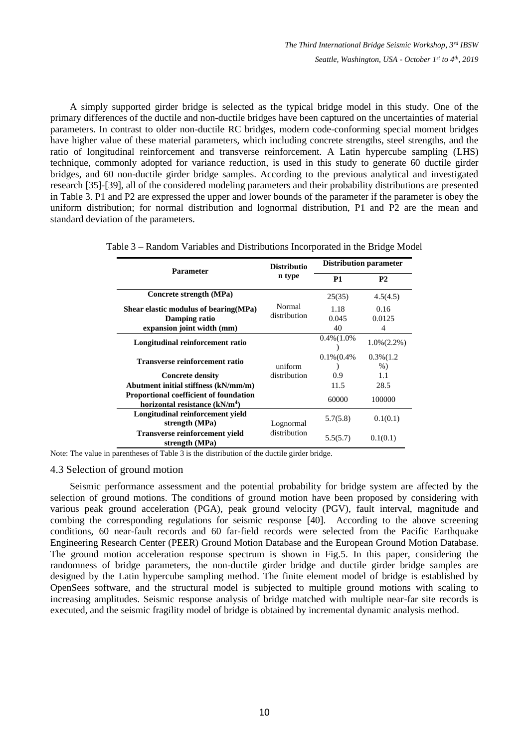A simply supported girder bridge is selected as the typical bridge model in this study. One of the primary differences of the ductile and non-ductile bridges have been captured on the uncertainties of material parameters. In contrast to older non-ductile RC bridges, modern code-conforming special moment bridges have higher value of these material parameters, which including concrete strengths, steel strengths, and the ratio of longitudinal reinforcement and transverse reinforcement. A Latin hypercube sampling (LHS) technique, commonly adopted for variance reduction, is used in this study to generate 60 ductile girder bridges, and 60 non-ductile girder bridge samples. According to the previous analytical and investigated research [35]-[39], all of the considered modeling parameters and their probability distributions are presented in Table 3. P1 and P2 are expressed the upper and lower bounds of the parameter if the parameter is obey the uniform distribution; for normal distribution and lognormal distribution, P1 and P2 are the mean and standard deviation of the parameters.

Table 3 – Random Variables and Distributions Incorporated in the Bridge Model

| Parameter | Distribution type | Distribution parameter | |
|---|---|---|---|
| | | **P1** | **P2** |
| **Concrete strength (MPa)** | Normal distribution | 25(35) | 4.5(4.5) |
| **Shear elastic modulus of bearing(MPa)** | | 1.18 | 0.16 |
| **Damping ratio** | | 0.045 | 0.0125 |
| **expansion joint width (mm)** | | 40 | 4 |
| **Longitudinal reinforcement ratio** | uniform distribution | 0.4%(1.0%) | 1.0%(2.2%) |
| **Transverse reinforcement ratio** | | 0.1%(0.4%) | 0.3%(1.2%) |
| **Concrete density** | | 0.9 | 1.1 |
| **Abutment initial stiffness (kN/mm/m)** | | 11.5 | 28.5 |
| **Proportional coefficient of foundation horizontal resistance (kN/m$^4$)** | | 60000 | 100000 |
| **Longitudinal reinforcement yield strength (MPa)** | Lognormal distribution | 5.7(5.8) | 0.1(0.1) |
| **Transverse reinforcement yield strength (MPa)** | | 5.5(5.7) | 0.1(0.1) |

Note: The value in parentheses of Table 3 is the distribution of the ductile girder bridge.

### 4.3 Selection of ground motion

Seismic performance assessment and the potential probability for bridge system are affected by the selection of ground motions. The conditions of ground motion have been proposed by considering with various peak ground acceleration (PGA), peak ground velocity (PGV), fault interval, magnitude and combing the corresponding regulations for seismic response [40]. According to the above screening conditions, 60 near-fault records and 60 far-field records were selected from the Pacific Earthquake Engineering Research Center (PEER) Ground Motion Database and the European Ground Motion Database. The ground motion acceleration response spectrum is shown in Fig.5. In this paper, considering the randomness of bridge parameters, the non-ductile girder bridge and ductile girder bridge samples are designed by the Latin hypercube sampling method. The finite element model of bridge is established by OpenSees software, and the structural model is subjected to multiple ground motions with scaling to increasing amplitudes. Seismic response analysis of bridge matched with multiple near-far site records is executed, and the seismic fragility model of bridge is obtained by incremental dynamic analysis method.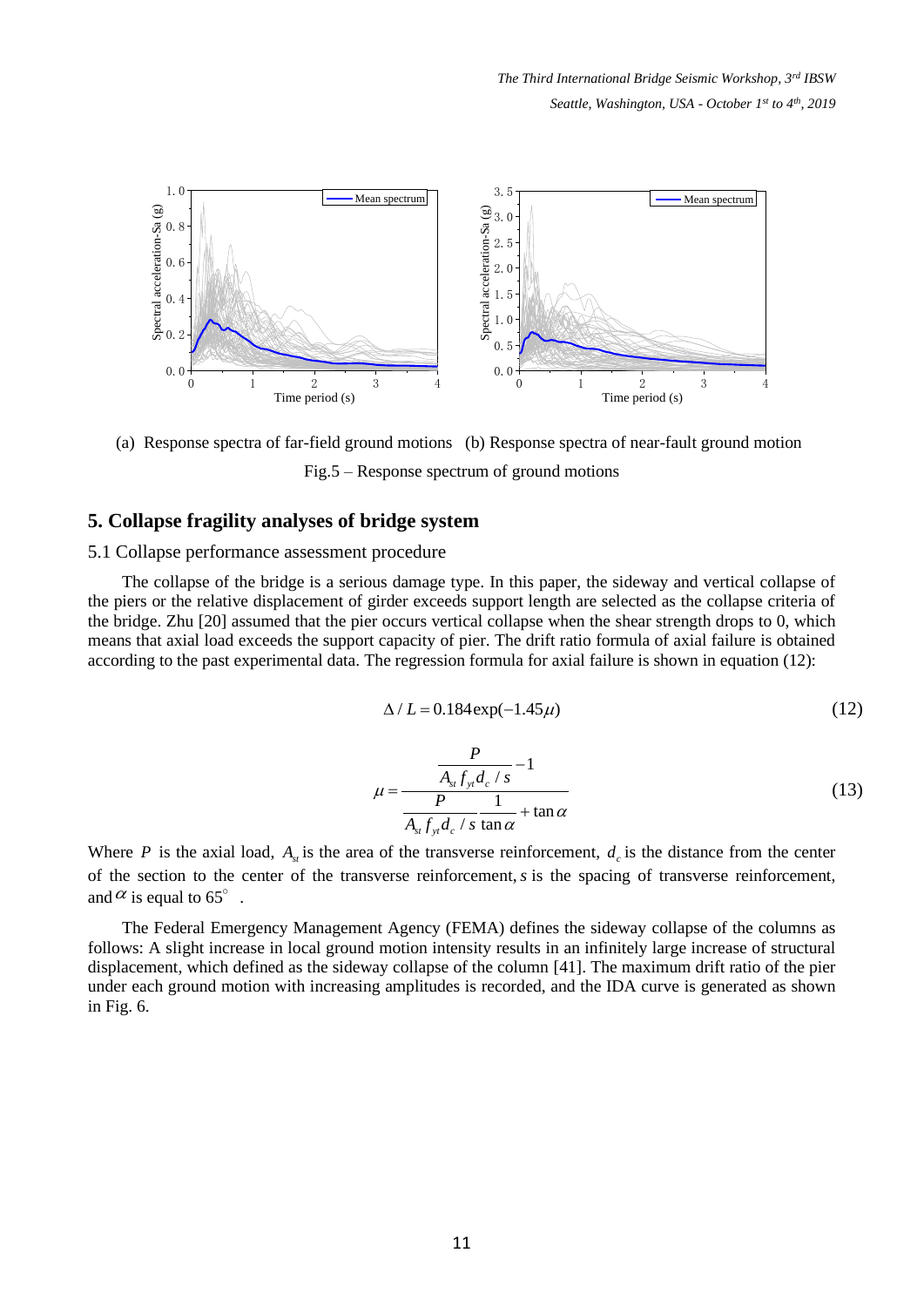(a) Response spectra of far-field ground motions (b) Response spectra of near-fault ground motion

Fig.5 – Response spectrum of ground motions

## 5. Collapse fragility analyses of bridge system

### 5.1 Collapse performance assessment procedure

The collapse of the bridge is a serious damage type. In this paper, the sideway and vertical collapse of the piers or the relative displacement of girder exceeds support length are selected as the collapse criteria of the bridge. Zhu [20] assumed that the pier occurs vertical collapse when the shear strength drops to 0, which means that axial load exceeds the support capacity of pier. The drift ratio formula of axial failure is obtained according to the past experimental data. The regression formula for axial failure is shown in equation (12):

$$\Delta / L = 0.184 \exp(-1.45\mu) \tag{12}$$

$$\mu = \frac{\dfrac{P}{A_{st} f_{yt} d_c / s} - 1}{\dfrac{P}{A_{st} f_{yt} d_c / s} \dfrac{1}{\tan\alpha} + \tan\alpha} \tag{13}$$

Where $P$ is the axial load, $A_{st}$ is the area of the transverse reinforcement, $d_c$ is the distance from the center of the section to the center of the transverse reinforcement, $s$ is the spacing of transverse reinforcement, and $\alpha$ is equal to $65^\circ$ .

The Federal Emergency Management Agency (FEMA) defines the sideway collapse of the columns as follows: A slight increase in local ground motion intensity results in an infinitely large increase of structural displacement, which defined as the sideway collapse of the column [41]. The maximum drift ratio of the pier under each ground motion with increasing amplitudes is recorded, and the IDA curve is generated as shown in Fig. 6.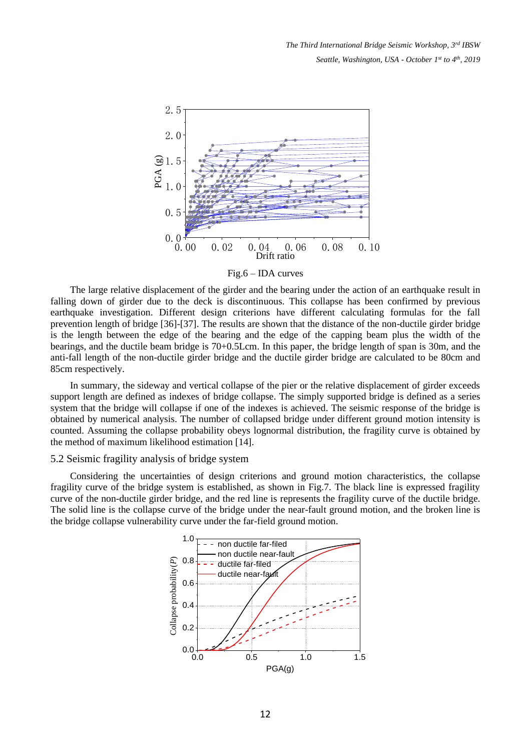Fig.6 – IDA curves

The large relative displacement of the girder and the bearing under the action of an earthquake result in falling down of girder due to the deck is discontinuous. This collapse has been confirmed by previous earthquake investigation. Different design criterions have different calculating formulas for the fall prevention length of bridge [36]-[37]. The results are shown that the distance of the non-ductile girder bridge is the length between the edge of the bearing and the edge of the capping beam plus the width of the bearings, and the ductile beam bridge is 70+0.5Lcm. In this paper, the bridge length of span is 30m, and the anti-fall length of the non-ductile girder bridge and the ductile girder bridge are calculated to be 80cm and 85cm respectively.

In summary, the sideway and vertical collapse of the pier or the relative displacement of girder exceeds support length are defined as indexes of bridge collapse. The simply supported bridge is defined as a series system that the bridge will collapse if one of the indexes is achieved. The seismic response of the bridge is obtained by numerical analysis. The number of collapsed bridge under different ground motion intensity is counted. Assuming the collapse probability obeys lognormal distribution, the fragility curve is obtained by the method of maximum likelihood estimation [14].

### 5.2 Seismic fragility analysis of bridge system

Considering the uncertainties of design criterions and ground motion characteristics, the collapse fragility curve of the bridge system is established, as shown in Fig.7. The black line is expressed fragility curve of the non-ductile girder bridge, and the red line is represents the fragility curve of the ductile bridge. The solid line is the collapse curve of the bridge under the near-fault ground motion, and the broken line is the bridge collapse vulnerability curve under the far-field ground motion.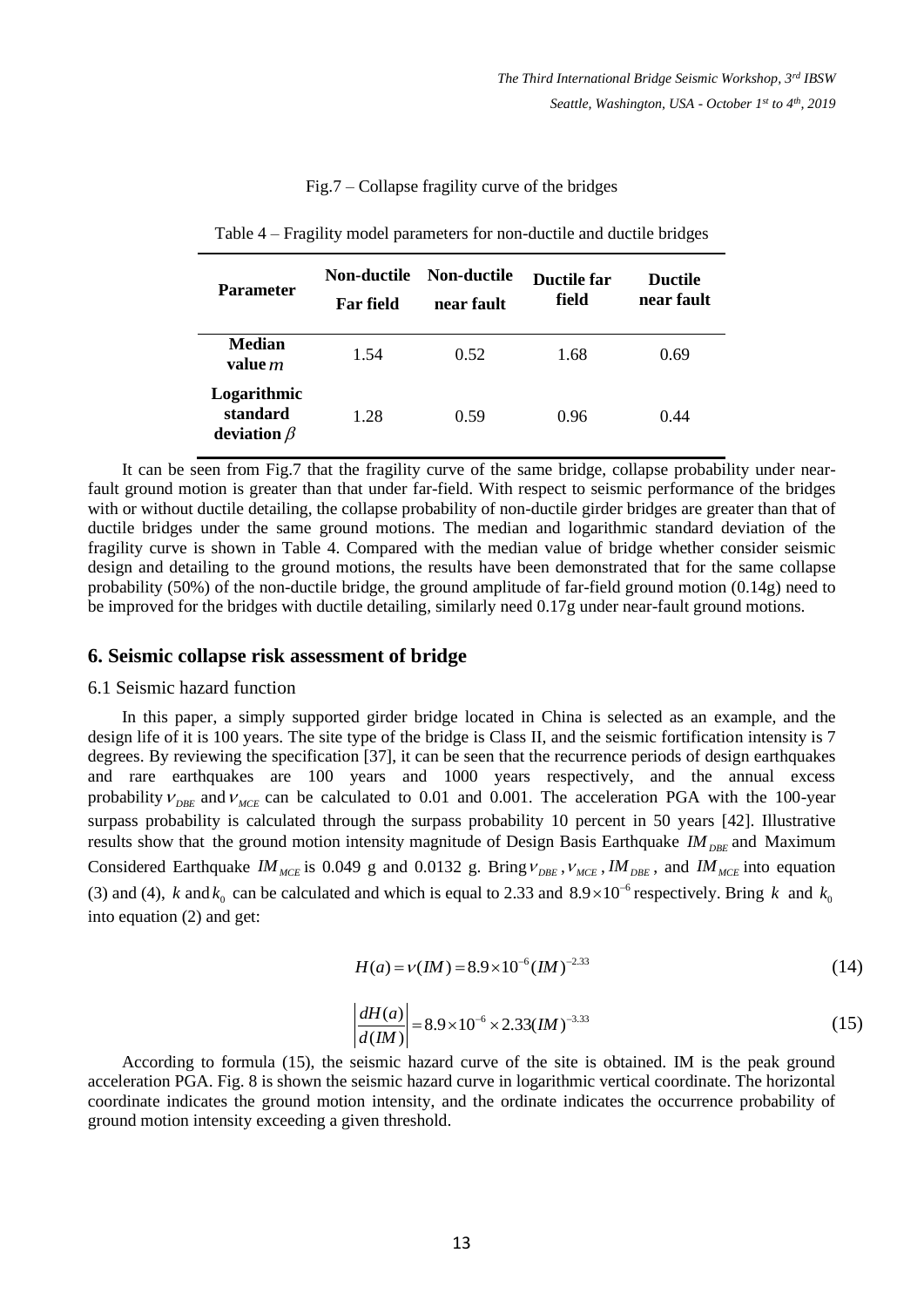Fig.7 – Collapse fragility curve of the bridges

Table 4 – Fragility model parameters for non-ductile and ductile bridges

| Parameter | Non-ductile Far field | Non-ductile near fault | Ductile far field | Ductile near fault |
|---|---|---|---|---|
| **Median value** $m$ | 1.54 | 0.52 | 1.68 | 0.69 |
| **Logarithmic standard deviation** $\beta$ | 1.28 | 0.59 | 0.96 | 0.44 |

It can be seen from Fig.7 that the fragility curve of the same bridge, collapse probability under near-fault ground motion is greater than that under far-field. With respect to seismic performance of the bridges with or without ductile detailing, the collapse probability of non-ductile girder bridges are greater than that of ductile bridges under the same ground motions. The median and logarithmic standard deviation of the fragility curve is shown in Table 4. Compared with the median value of bridge whether consider seismic design and detailing to the ground motions, the results have been demonstrated that for the same collapse probability (50%) of the non-ductile bridge, the ground amplitude of far-field ground motion (0.14g) need to be improved for the bridges with ductile detailing, similarly need 0.17g under near-fault ground motions.

## 6. Seismic collapse risk assessment of bridge

### 6.1 Seismic hazard function

In this paper, a simply supported girder bridge located in China is selected as an example, and the design life of it is 100 years. The site type of the bridge is Class II, and the seismic fortification intensity is 7 degrees. By reviewing the specification [37], it can be seen that the recurrence periods of design earthquakes and rare earthquakes are 100 years and 1000 years respectively, and the annual excess probability $\nu_{DBE}$ and $\nu_{MCE}$ can be calculated to 0.01 and 0.001. The acceleration PGA with the 100-year surpass probability is calculated through the surpass probability 10 percent in 50 years [42]. Illustrative results show that the ground motion intensity magnitude of Design Basis Earthquake $IM_{DBE}$ and Maximum Considered Earthquake $IM_{MCE}$ is 0.049 g and 0.0132 g. Bring $\nu_{DBE}$, $\nu_{MCE}$, $IM_{DBE}$, and $IM_{MCE}$ into equation (3) and (4), $k$ and $k_0$ can be calculated and which is equal to 2.33 and $8.9\times10^{-6}$ respectively. Bring $k$ and $k_0$ into equation (2) and get:

$$H(a) = \nu(IM) = 8.9\times10^{-6}(IM)^{-2.33} \tag{14}$$

$$\left|\frac{dH(a)}{d(IM)}\right| = 8.9\times10^{-6}\times 2.33(IM)^{-3.33} \tag{15}$$

According to formula (15), the seismic hazard curve of the site is obtained. IM is the peak ground acceleration PGA. Fig. 8 is shown the seismic hazard curve in logarithmic vertical coordinate. The horizontal coordinate indicates the ground motion intensity, and the ordinate indicates the occurrence probability of ground motion intensity exceeding a given threshold.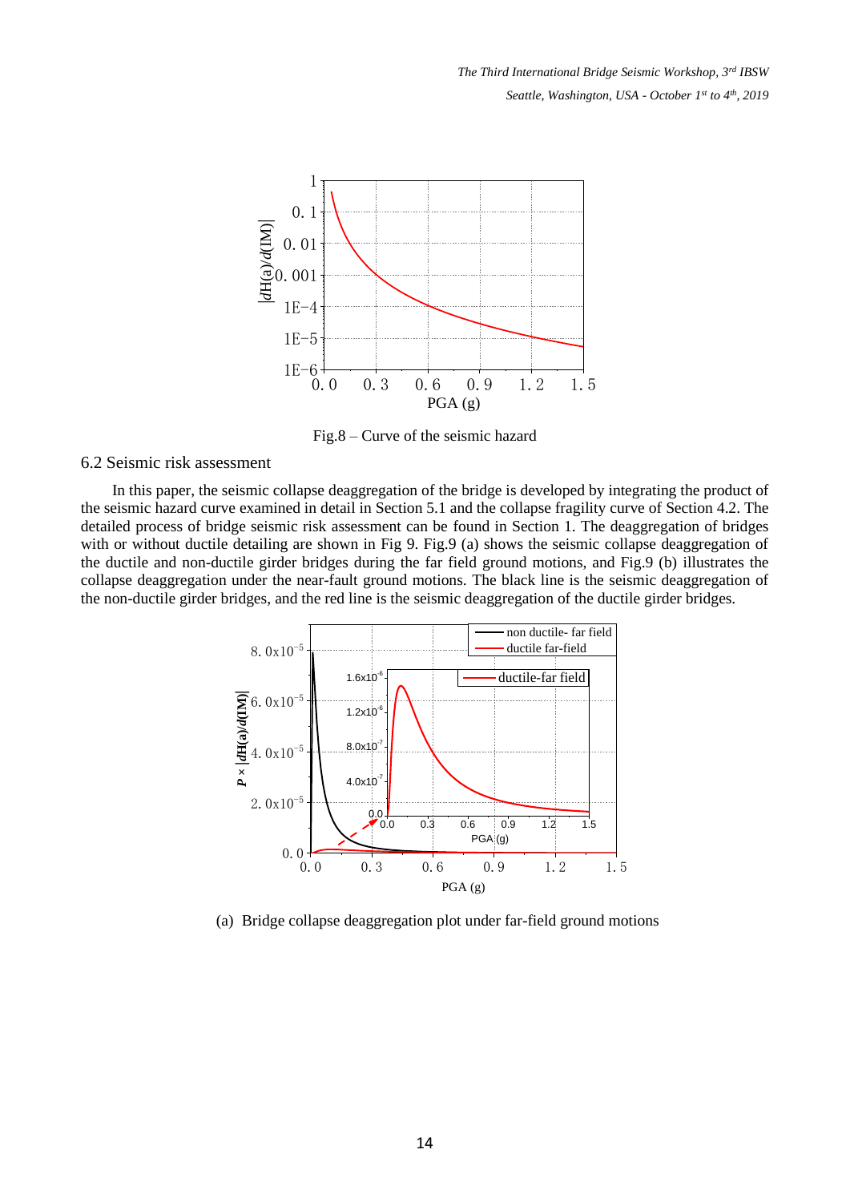Fig.8 – Curve of the seismic hazard

### 6.2 Seismic risk assessment

In this paper, the seismic collapse deaggregation of the bridge is developed by integrating the product of the seismic hazard curve examined in detail in Section 5.1 and the collapse fragility curve of Section 4.2. The detailed process of bridge seismic risk assessment can be found in Section 1. The deaggregation of bridges with or without ductile detailing are shown in Fig 9. Fig.9 (a) shows the seismic collapse deaggregation of the ductile and non-ductile girder bridges during the far field ground motions, and Fig.9 (b) illustrates the collapse deaggregation under the near-fault ground motions. The black line is the seismic deaggregation of the non-ductile girder bridges, and the red line is the seismic deaggregation of the ductile girder bridges.

(a) Bridge collapse deaggregation plot under far-field ground motions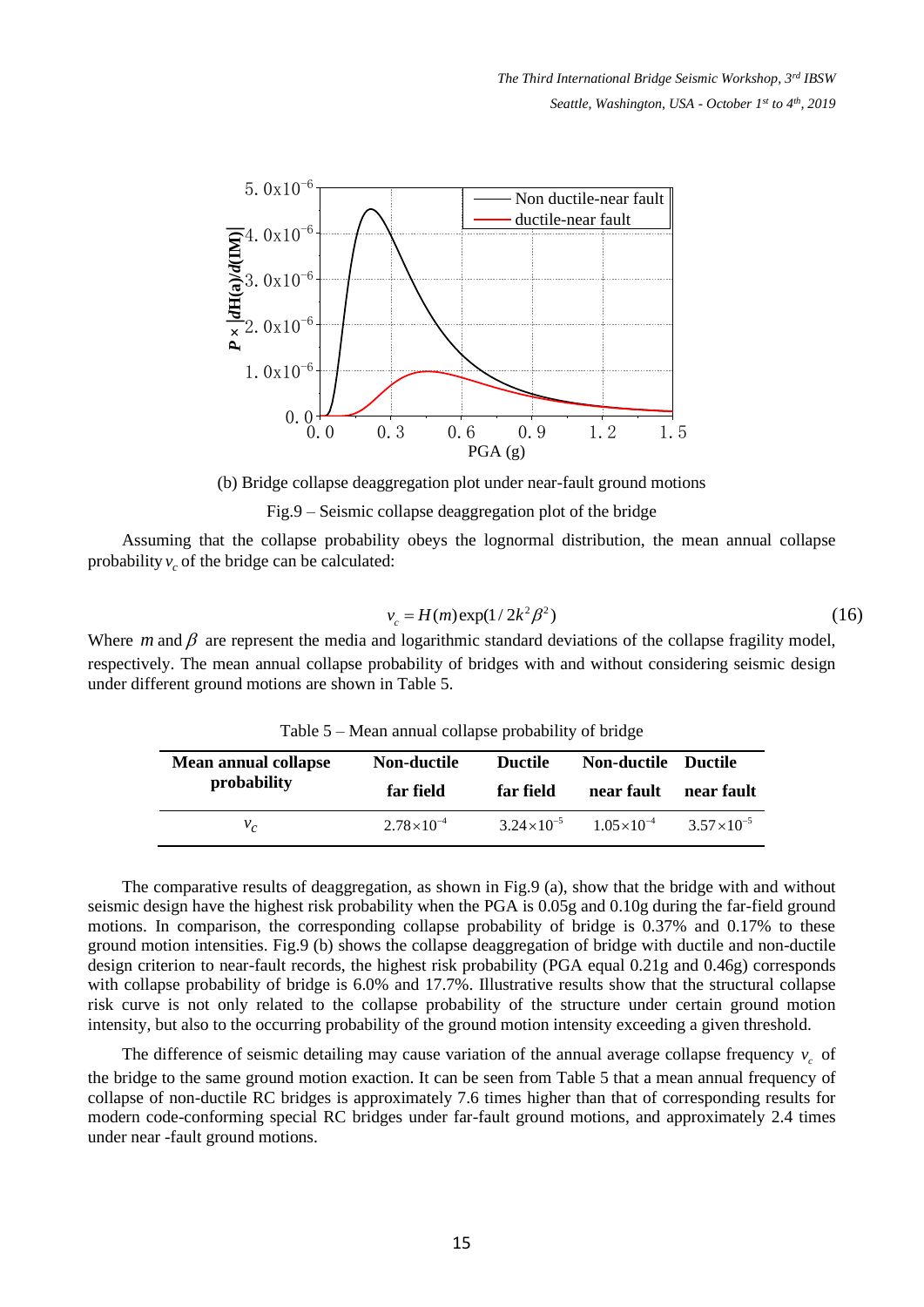(b) Bridge collapse deaggregation plot under near-fault ground motions

Fig.9 – Seismic collapse deaggregation plot of the bridge

Assuming that the collapse probability obeys the lognormal distribution, the mean annual collapse probability $v_c$ of the bridge can be calculated:

$$v_c = H(m)\exp(1/2k^2\beta^2) \tag{16}$$

Where $m$ and $\beta$ are represent the media and logarithmic standard deviations of the collapse fragility model, respectively. The mean annual collapse probability of bridges with and without considering seismic design under different ground motions are shown in Table 5.

Table 5 – Mean annual collapse probability of bridge

| Mean annual collapse probability | Non-ductile far field | Ductile far field | Non-ductile near fault | Ductile near fault |
|---|---|---|---|---|
| $v_c$ | $2.78\times10^{-4}$ | $3.24\times10^{-5}$ | $1.05\times10^{-4}$ | $3.57\times10^{-5}$ |

The comparative results of deaggregation, as shown in Fig.9 (a), show that the bridge with and without seismic design have the highest risk probability when the PGA is 0.05g and 0.10g during the far-field ground motions. In comparison, the corresponding collapse probability of bridge is 0.37% and 0.17% to these ground motion intensities. Fig.9 (b) shows the collapse deaggregation of bridge with ductile and non-ductile design criterion to near-fault records, the highest risk probability (PGA equal 0.21g and 0.46g) corresponds with collapse probability of bridge is 6.0% and 17.7%. Illustrative results show that the structural collapse risk curve is not only related to the collapse probability of the structure under certain ground motion intensity, but also to the occurring probability of the ground motion intensity exceeding a given threshold.

The difference of seismic detailing may cause variation of the annual average collapse frequency $v_c$ of the bridge to the same ground motion exaction. It can be seen from Table 5 that a mean annual frequency of collapse of non-ductile RC bridges is approximately 7.6 times higher than that of corresponding results for modern code-conforming special RC bridges under far-fault ground motions, and approximately 2.4 times under near -fault ground motions.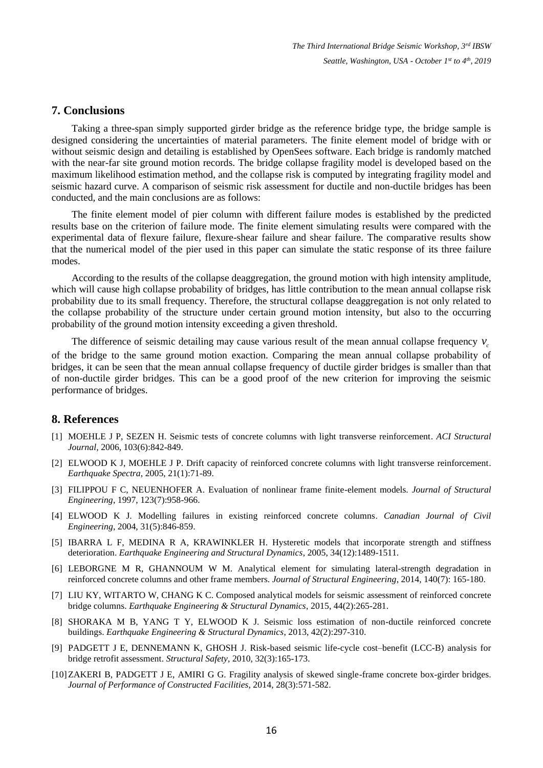## 7. Conclusions

Taking a three-span simply supported girder bridge as the reference bridge type, the bridge sample is designed considering the uncertainties of material parameters. The finite element model of bridge with or without seismic design and detailing is established by OpenSees software. Each bridge is randomly matched with the near-far site ground motion records. The bridge collapse fragility model is developed based on the maximum likelihood estimation method, and the collapse risk is computed by integrating fragility model and seismic hazard curve. A comparison of seismic risk assessment for ductile and non-ductile bridges has been conducted, and the main conclusions are as follows:

The finite element model of pier column with different failure modes is established by the predicted results base on the criterion of failure mode. The finite element simulating results were compared with the experimental data of flexure failure, flexure-shear failure and shear failure. The comparative results show that the numerical model of the pier used in this paper can simulate the static response of its three failure modes.

According to the results of the collapse deaggregation, the ground motion with high intensity amplitude, which will cause high collapse probability of bridges, has little contribution to the mean annual collapse risk probability due to its small frequency. Therefore, the structural collapse deaggregation is not only related to the collapse probability of the structure under certain ground motion intensity, but also to the occurring probability of the ground motion intensity exceeding a given threshold.

The difference of seismic detailing may cause various result of the mean annual collapse frequency $v_c$ of the bridge to the same ground motion exaction. Comparing the mean annual collapse probability of bridges, it can be seen that the mean annual collapse frequency of ductile girder bridges is smaller than that of non-ductile girder bridges. This can be a good proof of the new criterion for improving the seismic performance of bridges.

## 8. References

[1] MOEHLE J P, SEZEN H. Seismic tests of concrete columns with light transverse reinforcement. *ACI Structural Journal*, 2006, 103(6):842-849.

[2] ELWOOD K J, MOEHLE J P. Drift capacity of reinforced concrete columns with light transverse reinforcement. *Earthquake Spectra*, 2005, 21(1):71-89.

[3] FILIPPOU F C, NEUENHOFER A. Evaluation of nonlinear frame finite-element models. *Journal of Structural Engineering*, 1997, 123(7):958-966.

[4] ELWOOD K J. Modelling failures in existing reinforced concrete columns. *Canadian Journal of Civil Engineering*, 2004, 31(5):846-859.

[5] IBARRA L F, MEDINA R A, KRAWINKLER H. Hysteretic models that incorporate strength and stiffness deterioration. *Earthquake Engineering and Structural Dynamics*, 2005, 34(12):1489-1511.

[6] LEBORGNE M R, GHANNOUM W M. Analytical element for simulating lateral-strength degradation in reinforced concrete columns and other frame members. *Journal of Structural Engineering*, 2014, 140(7): 165-180.

[7] LIU KY, WITARTO W, CHANG K C. Composed analytical models for seismic assessment of reinforced concrete bridge columns. *Earthquake Engineering & Structural Dynamics*, 2015, 44(2):265-281.

[8] SHORAKA M B, YANG T Y, ELWOOD K J. Seismic loss estimation of non-ductile reinforced concrete buildings. *Earthquake Engineering & Structural Dynamics*, 2013, 42(2):297-310.

[9] PADGETT J E, DENNEMANN K, GHOSH J. Risk-based seismic life-cycle cost–benefit (LCC-B) analysis for bridge retrofit assessment. *Structural Safety*, 2010, 32(3):165-173.

[10] ZAKERI B, PADGETT J E, AMIRI G G. Fragility analysis of skewed single-frame concrete box-girder bridges. *Journal of Performance of Constructed Facilities*, 2014, 28(3):571-582.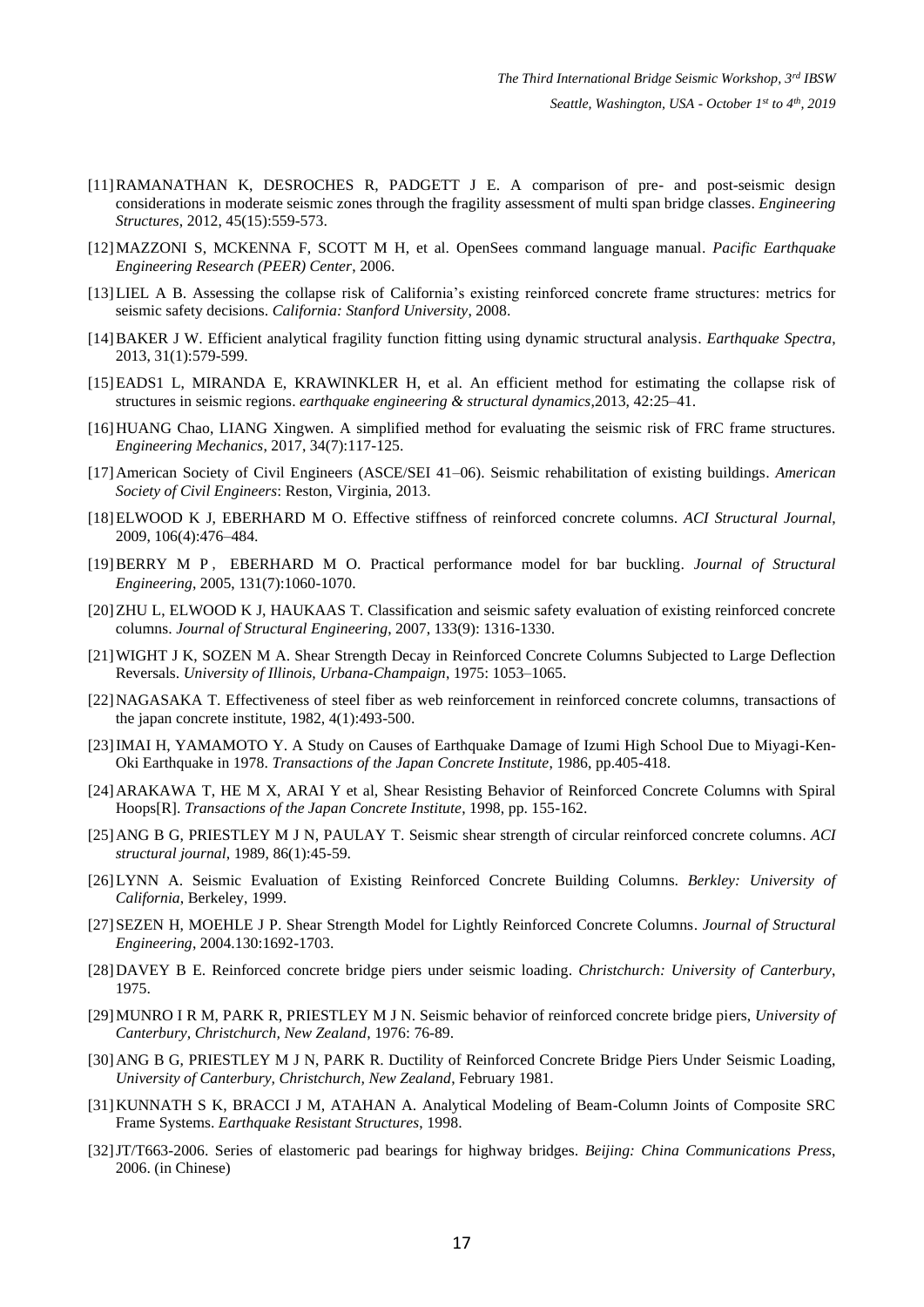[11] RAMANATHAN K, DESROCHES R, PADGETT J E. A comparison of pre- and post-seismic design considerations in moderate seismic zones through the fragility assessment of multi span bridge classes. *Engineering Structures*, 2012, 45(15):559-573.

[12] MAZZONI S, MCKENNA F, SCOTT M H, et al. OpenSees command language manual. *Pacific Earthquake Engineering Research (PEER) Center*, 2006.

[13] LIEL A B. Assessing the collapse risk of California's existing reinforced concrete frame structures: metrics for seismic safety decisions. *California: Stanford University*, 2008.

[14] BAKER J W. Efficient analytical fragility function fitting using dynamic structural analysis. *Earthquake Spectra*, 2013, 31(1):579-599.

[15] EADS1 L, MIRANDA E, KRAWINKLER H, et al. An efficient method for estimating the collapse risk of structures in seismic regions. *earthquake engineering & structural dynamics*,2013, 42:25–41.

[16] HUANG Chao, LIANG Xingwen. A simplified method for evaluating the seismic risk of FRC frame structures. *Engineering Mechanics*, 2017, 34(7):117-125.

[17] American Society of Civil Engineers (ASCE/SEI 41–06). Seismic rehabilitation of existing buildings. *American Society of Civil Engineers*: Reston, Virginia, 2013.

[18] ELWOOD K J, EBERHARD M O. Effective stiffness of reinforced concrete columns. *ACI Structural Journal*, 2009, 106(4):476–484.

[19] BERRY M P , EBERHARD M O. Practical performance model for bar buckling. *Journal of Structural Engineering*, 2005, 131(7):1060-1070.

[20] ZHU L, ELWOOD K J, HAUKAAS T. Classification and seismic safety evaluation of existing reinforced concrete columns. *Journal of Structural Engineering*, 2007, 133(9): 1316-1330.

[21] WIGHT J K, SOZEN M A. Shear Strength Decay in Reinforced Concrete Columns Subjected to Large Deflection Reversals. *University of Illinois, Urbana-Champaign*, 1975: 1053–1065.

[22] NAGASAKA T. Effectiveness of steel fiber as web reinforcement in reinforced concrete columns, transactions of the japan concrete institute, 1982, 4(1):493-500.

[23] IMAI H, YAMAMOTO Y. A Study on Causes of Earthquake Damage of Izumi High School Due to Miyagi-Ken-Oki Earthquake in 1978. *Transactions of the Japan Concrete Institute*, 1986, pp.405-418.

[24] ARAKAWA T, HE M X, ARAI Y et al, Shear Resisting Behavior of Reinforced Concrete Columns with Spiral Hoops[R]. *Transactions of the Japan Concrete Institute*, 1998, pp. 155-162.

[25] ANG B G, PRIESTLEY M J N, PAULAY T. Seismic shear strength of circular reinforced concrete columns. *ACI structural journal*, 1989, 86(1):45-59.

[26] LYNN A. Seismic Evaluation of Existing Reinforced Concrete Building Columns. *Berkley: University of California*, Berkeley, 1999.

[27] SEZEN H, MOEHLE J P. Shear Strength Model for Lightly Reinforced Concrete Columns. *Journal of Structural Engineering*, 2004.130:1692-1703.

[28] DAVEY B E. Reinforced concrete bridge piers under seismic loading. *Christchurch: University of Canterbury*, 1975.

[29] MUNRO I R M, PARK R, PRIESTLEY M J N. Seismic behavior of reinforced concrete bridge piers, *University of Canterbury, Christchurch, New Zealand*, 1976: 76-89.

[30] ANG B G, PRIESTLEY M J N, PARK R. Ductility of Reinforced Concrete Bridge Piers Under Seismic Loading, *University of Canterbury, Christchurch, New Zealand*, February 1981.

[31] KUNNATH S K, BRACCI J M, ATAHAN A. Analytical Modeling of Beam-Column Joints of Composite SRC Frame Systems. *Earthquake Resistant Structures*, 1998.

[32] JT/T663-2006. Series of elastomeric pad bearings for highway bridges. *Beijing: China Communications Press*, 2006. (in Chinese)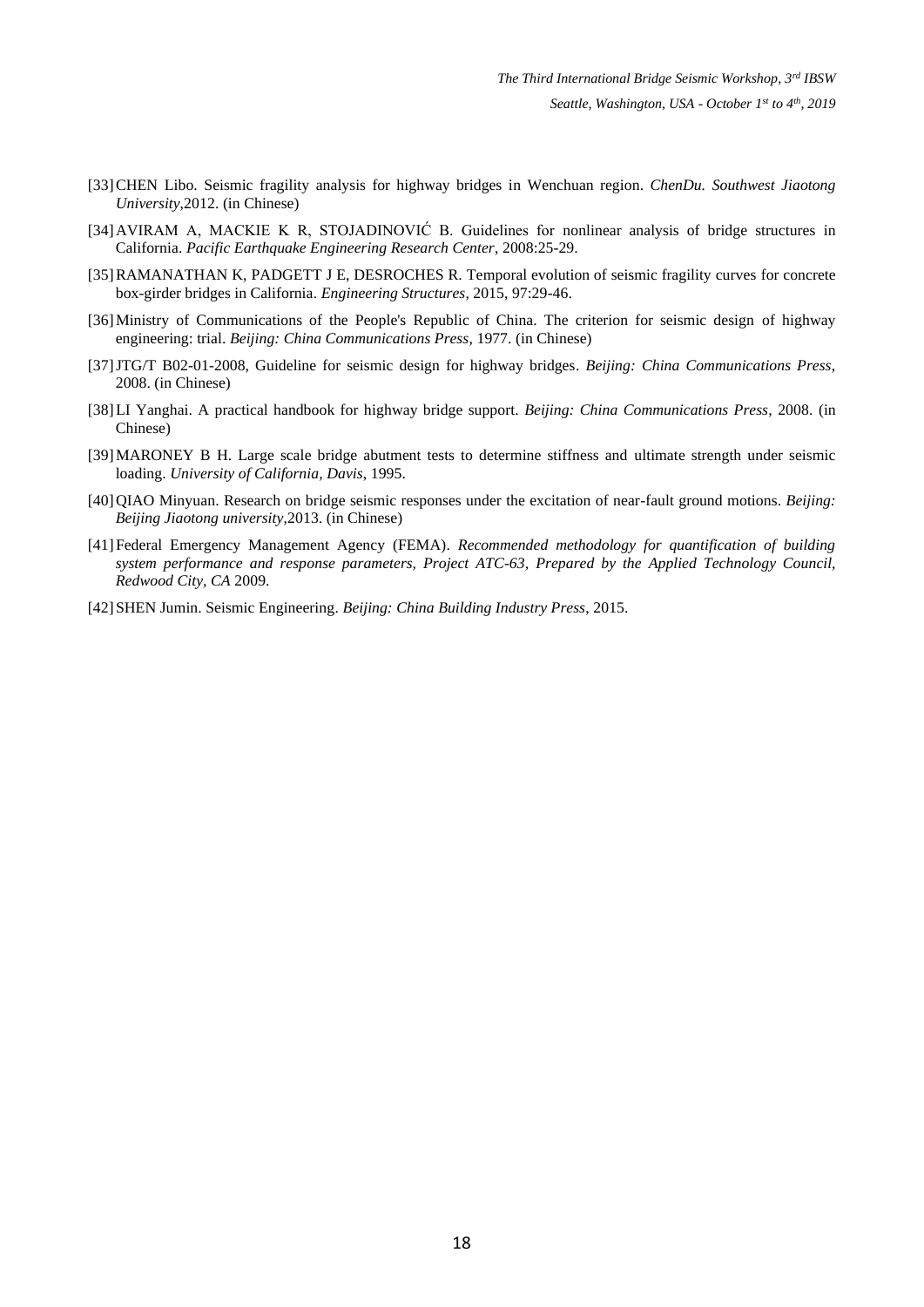[33] CHEN Libo. Seismic fragility analysis for highway bridges in Wenchuan region. *ChenDu. Southwest Jiaotong University*,2012. (in Chinese)

[34] AVIRAM A, MACKIE K R, STOJADINOVIĆ B. Guidelines for nonlinear analysis of bridge structures in California. *Pacific Earthquake Engineering Research Center*, 2008:25-29.

[35] RAMANATHAN K, PADGETT J E, DESROCHES R. Temporal evolution of seismic fragility curves for concrete box-girder bridges in California. *Engineering Structures*, 2015, 97:29-46.

[36] Ministry of Communications of the People's Republic of China. The criterion for seismic design of highway engineering: trial. *Beijing: China Communications Press*, 1977. (in Chinese)

[37] JTG/T B02-01-2008, Guideline for seismic design for highway bridges. *Beijing: China Communications Press*, 2008. (in Chinese)

[38] LI Yanghai. A practical handbook for highway bridge support. *Beijing: China Communications Press*, 2008. (in Chinese)

[39] MARONEY B H. Large scale bridge abutment tests to determine stiffness and ultimate strength under seismic loading. *University of California, Davis*, 1995.

[40] QIAO Minyuan. Research on bridge seismic responses under the excitation of near-fault ground motions. *Beijing: Beijing Jiaotong university*,2013. (in Chinese)

[41] Federal Emergency Management Agency (FEMA). *Recommended methodology for quantification of building system performance and response parameters, Project ATC-63, Prepared by the Applied Technology Council, Redwood City, CA* 2009.

[42] SHEN Jumin. Seismic Engineering. *Beijing: China Building Industry Press*, 2015.